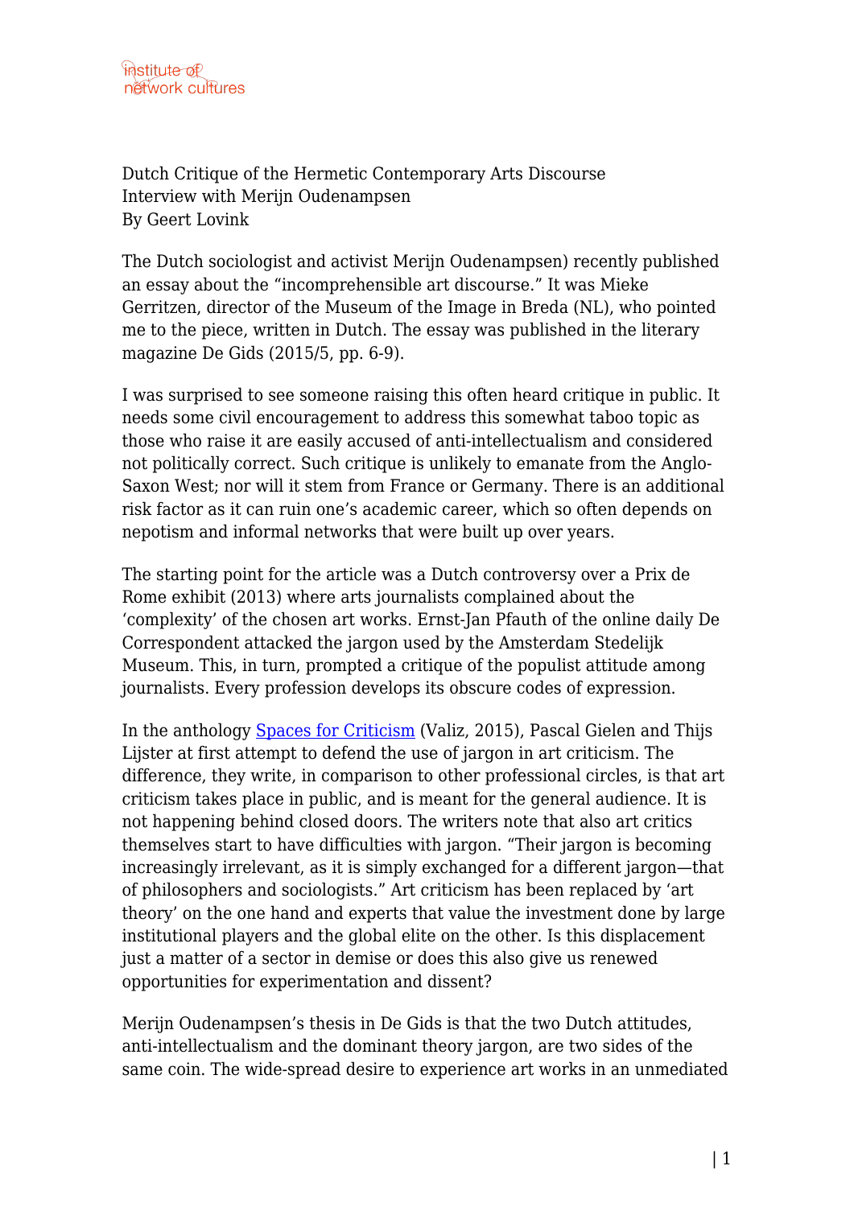Dutch Critique of the Hermetic Contemporary Arts Discourse
Interview with Merijn Oudenampsen
By Geert Lovink

The Dutch sociologist and activist Merijn Oudenampsen) recently published an essay about the "incomprehensible art discourse." It was Mieke Gerritzen, director of the Museum of the Image in Breda (NL), who pointed me to the piece, written in Dutch. The essay was published in the literary magazine De Gids (2015/5, pp. 6-9).

I was surprised to see someone raising this often heard critique in public. It needs some civil encouragement to address this somewhat taboo topic as those who raise it are easily accused of anti-intellectualism and considered not politically correct. Such critique is unlikely to emanate from the Anglo-Saxon West; nor will it stem from France or Germany. There is an additional risk factor as it can ruin one's academic career, which so often depends on nepotism and informal networks that were built up over years.

The starting point for the article was a Dutch controversy over a Prix de Rome exhibit (2013) where arts journalists complained about the 'complexity' of the chosen art works. Ernst-Jan Pfauth of the online daily De Correspondent attacked the jargon used by the Amsterdam Stedelijk Museum. This, in turn, prompted a critique of the populist attitude among journalists. Every profession develops its obscure codes of expression.

In the anthology [Spaces for Criticism] (Valiz, 2015), Pascal Gielen and Thijs Lijster at first attempt to defend the use of jargon in art criticism. The difference, they write, in comparison to other professional circles, is that art criticism takes place in public, and is meant for the general audience. It is not happening behind closed doors. The writers note that also art critics themselves start to have difficulties with jargon. "Their jargon is becoming increasingly irrelevant, as it is simply exchanged for a different jargon—that of philosophers and sociologists." Art criticism has been replaced by 'art theory' on the one hand and experts that value the investment done by large institutional players and the global elite on the other. Is this displacement just a matter of a sector in demise or does this also give us renewed opportunities for experimentation and dissent?

Merijn Oudenampsen's thesis in De Gids is that the two Dutch attitudes, anti-intellectualism and the dominant theory jargon, are two sides of the same coin. The wide-spread desire to experience art works in an unmediated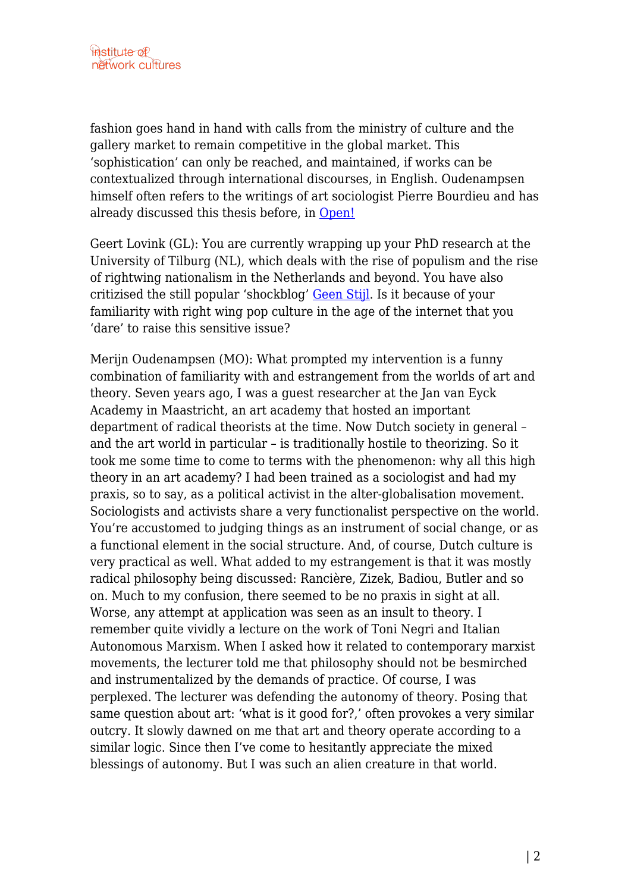fashion goes hand in hand with calls from the ministry of culture and the gallery market to remain competitive in the global market. This 'sophistication' can only be reached, and maintained, if works can be contextualized through international discourses, in English. Oudenampsen himself often refers to the writings of art sociologist Pierre Bourdieu and has already discussed this thesis before, in [Open!](#)

Geert Lovink (GL): You are currently wrapping up your PhD research at the University of Tilburg (NL), which deals with the rise of populism and the rise of rightwing nationalism in the Netherlands and beyond. You have also critizised the still popular 'shockblog' [Geen Stijl](#). Is it because of your familiarity with right wing pop culture in the age of the internet that you 'dare' to raise this sensitive issue?

Merijn Oudenampsen (MO): What prompted my intervention is a funny combination of familiarity with and estrangement from the worlds of art and theory. Seven years ago, I was a guest researcher at the Jan van Eyck Academy in Maastricht, an art academy that hosted an important department of radical theorists at the time. Now Dutch society in general – and the art world in particular – is traditionally hostile to theorizing. So it took me some time to come to terms with the phenomenon: why all this high theory in an art academy? I had been trained as a sociologist and had my praxis, so to say, as a political activist in the alter-globalisation movement. Sociologists and activists share a very functionalist perspective on the world. You're accustomed to judging things as an instrument of social change, or as a functional element in the social structure. And, of course, Dutch culture is very practical as well. What added to my estrangement is that it was mostly radical philosophy being discussed: Rancière, Zizek, Badiou, Butler and so on. Much to my confusion, there seemed to be no praxis in sight at all. Worse, any attempt at application was seen as an insult to theory. I remember quite vividly a lecture on the work of Toni Negri and Italian Autonomous Marxism. When I asked how it related to contemporary marxist movements, the lecturer told me that philosophy should not be besmirched and instrumentalized by the demands of practice. Of course, I was perplexed. The lecturer was defending the autonomy of theory. Posing that same question about art: 'what is it good for?,' often provokes a very similar outcry. It slowly dawned on me that art and theory operate according to a similar logic. Since then I've come to hesitantly appreciate the mixed blessings of autonomy. But I was such an alien creature in that world.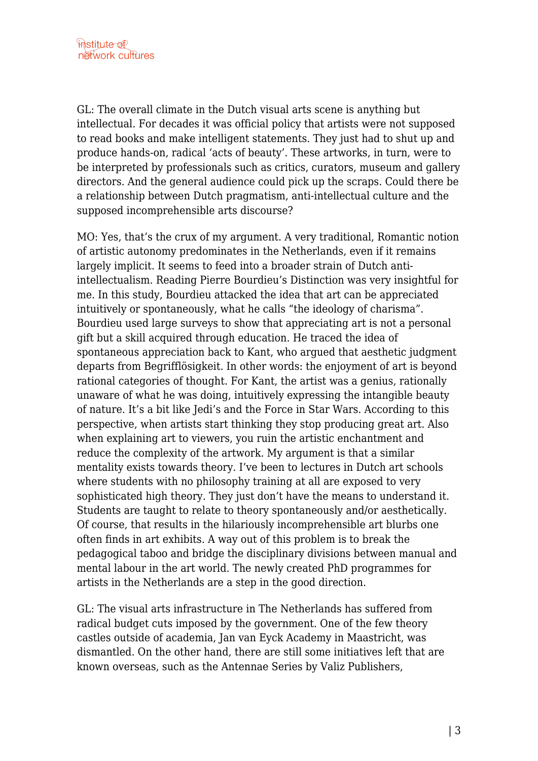GL: The overall climate in the Dutch visual arts scene is anything but intellectual. For decades it was official policy that artists were not supposed to read books and make intelligent statements. They just had to shut up and produce hands-on, radical 'acts of beauty'. These artworks, in turn, were to be interpreted by professionals such as critics, curators, museum and gallery directors. And the general audience could pick up the scraps. Could there be a relationship between Dutch pragmatism, anti-intellectual culture and the supposed incomprehensible arts discourse?

MO: Yes, that's the crux of my argument. A very traditional, Romantic notion of artistic autonomy predominates in the Netherlands, even if it remains largely implicit. It seems to feed into a broader strain of Dutch anti-intellectualism. Reading Pierre Bourdieu's Distinction was very insightful for me. In this study, Bourdieu attacked the idea that art can be appreciated intuitively or spontaneously, what he calls "the ideology of charisma". Bourdieu used large surveys to show that appreciating art is not a personal gift but a skill acquired through education. He traced the idea of spontaneous appreciation back to Kant, who argued that aesthetic judgment departs from Begrifflösigkeit. In other words: the enjoyment of art is beyond rational categories of thought. For Kant, the artist was a genius, rationally unaware of what he was doing, intuitively expressing the intangible beauty of nature. It's a bit like Jedi's and the Force in Star Wars. According to this perspective, when artists start thinking they stop producing great art. Also when explaining art to viewers, you ruin the artistic enchantment and reduce the complexity of the artwork. My argument is that a similar mentality exists towards theory. I've been to lectures in Dutch art schools where students with no philosophy training at all are exposed to very sophisticated high theory. They just don't have the means to understand it. Students are taught to relate to theory spontaneously and/or aesthetically. Of course, that results in the hilariously incomprehensible art blurbs one often finds in art exhibits. A way out of this problem is to break the pedagogical taboo and bridge the disciplinary divisions between manual and mental labour in the art world. The newly created PhD programmes for artists in the Netherlands are a step in the good direction.

GL: The visual arts infrastructure in The Netherlands has suffered from radical budget cuts imposed by the government. One of the few theory castles outside of academia, Jan van Eyck Academy in Maastricht, was dismantled. On the other hand, there are still some initiatives left that are known overseas, such as the Antennae Series by Valiz Publishers,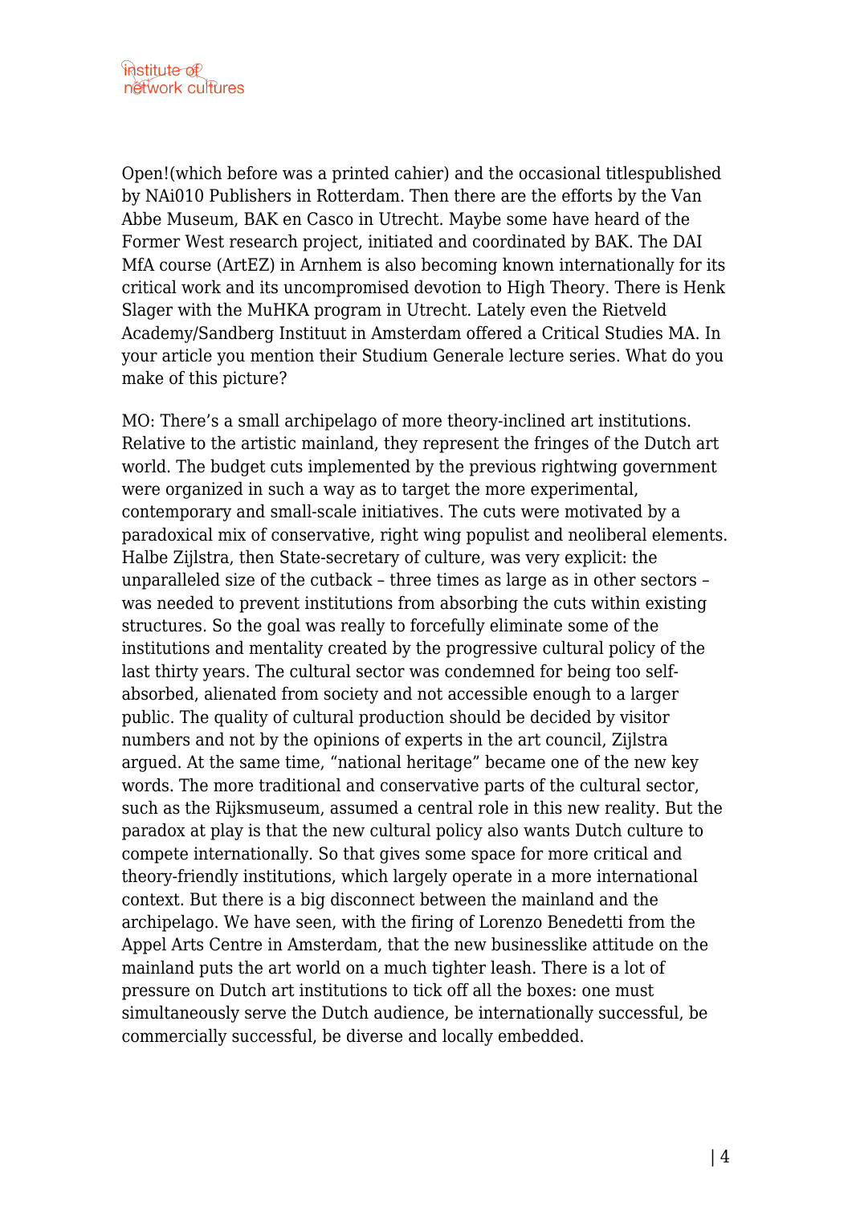Open!(which before was a printed cahier) and the occasional titlespublished by NAi010 Publishers in Rotterdam. Then there are the efforts by the Van Abbe Museum, BAK en Casco in Utrecht. Maybe some have heard of the Former West research project, initiated and coordinated by BAK. The DAI MfA course (ArtEZ) in Arnhem is also becoming known internationally for its critical work and its uncompromised devotion to High Theory. There is Henk Slager with the MuHKA program in Utrecht. Lately even the Rietveld Academy/Sandberg Instituut in Amsterdam offered a Critical Studies MA. In your article you mention their Studium Generale lecture series. What do you make of this picture?

MO: There's a small archipelago of more theory-inclined art institutions. Relative to the artistic mainland, they represent the fringes of the Dutch art world. The budget cuts implemented by the previous rightwing government were organized in such a way as to target the more experimental, contemporary and small-scale initiatives. The cuts were motivated by a paradoxical mix of conservative, right wing populist and neoliberal elements. Halbe Zijlstra, then State-secretary of culture, was very explicit: the unparalleled size of the cutback – three times as large as in other sectors – was needed to prevent institutions from absorbing the cuts within existing structures. So the goal was really to forcefully eliminate some of the institutions and mentality created by the progressive cultural policy of the last thirty years. The cultural sector was condemned for being too self-absorbed, alienated from society and not accessible enough to a larger public. The quality of cultural production should be decided by visitor numbers and not by the opinions of experts in the art council, Zijlstra argued. At the same time, "national heritage" became one of the new key words. The more traditional and conservative parts of the cultural sector, such as the Rijksmuseum, assumed a central role in this new reality. But the paradox at play is that the new cultural policy also wants Dutch culture to compete internationally. So that gives some space for more critical and theory-friendly institutions, which largely operate in a more international context. But there is a big disconnect between the mainland and the archipelago. We have seen, with the firing of Lorenzo Benedetti from the Appel Arts Centre in Amsterdam, that the new businesslike attitude on the mainland puts the art world on a much tighter leash. There is a lot of pressure on Dutch art institutions to tick off all the boxes: one must simultaneously serve the Dutch audience, be internationally successful, be commercially successful, be diverse and locally embedded.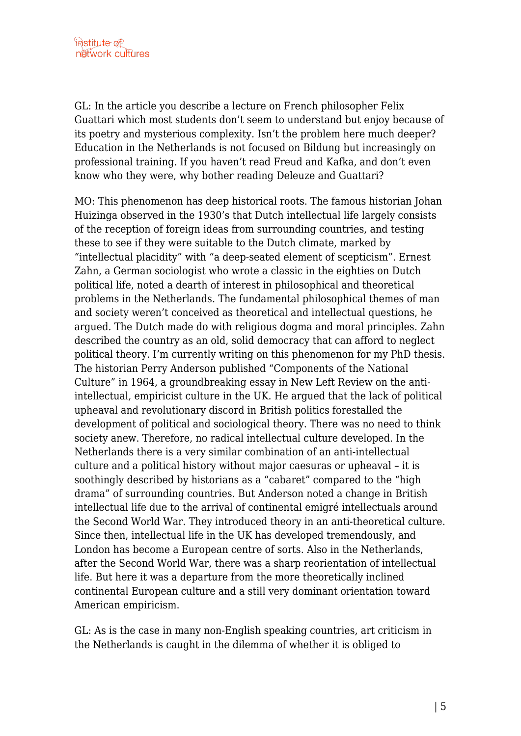GL: In the article you describe a lecture on French philosopher Felix Guattari which most students don't seem to understand but enjoy because of its poetry and mysterious complexity. Isn't the problem here much deeper? Education in the Netherlands is not focused on Bildung but increasingly on professional training. If you haven't read Freud and Kafka, and don't even know who they were, why bother reading Deleuze and Guattari?

MO: This phenomenon has deep historical roots. The famous historian Johan Huizinga observed in the 1930's that Dutch intellectual life largely consists of the reception of foreign ideas from surrounding countries, and testing these to see if they were suitable to the Dutch climate, marked by "intellectual placidity" with "a deep-seated element of scepticism". Ernest Zahn, a German sociologist who wrote a classic in the eighties on Dutch political life, noted a dearth of interest in philosophical and theoretical problems in the Netherlands. The fundamental philosophical themes of man and society weren't conceived as theoretical and intellectual questions, he argued. The Dutch made do with religious dogma and moral principles. Zahn described the country as an old, solid democracy that can afford to neglect political theory. I'm currently writing on this phenomenon for my PhD thesis. The historian Perry Anderson published "Components of the National Culture" in 1964, a groundbreaking essay in New Left Review on the anti-intellectual, empiricist culture in the UK. He argued that the lack of political upheaval and revolutionary discord in British politics forestalled the development of political and sociological theory. There was no need to think society anew. Therefore, no radical intellectual culture developed. In the Netherlands there is a very similar combination of an anti-intellectual culture and a political history without major caesuras or upheaval – it is soothingly described by historians as a "cabaret" compared to the "high drama" of surrounding countries. But Anderson noted a change in British intellectual life due to the arrival of continental emigré intellectuals around the Second World War. They introduced theory in an anti-theoretical culture. Since then, intellectual life in the UK has developed tremendously, and London has become a European centre of sorts. Also in the Netherlands, after the Second World War, there was a sharp reorientation of intellectual life. But here it was a departure from the more theoretically inclined continental European culture and a still very dominant orientation toward American empiricism.

GL: As is the case in many non-English speaking countries, art criticism in the Netherlands is caught in the dilemma of whether it is obliged to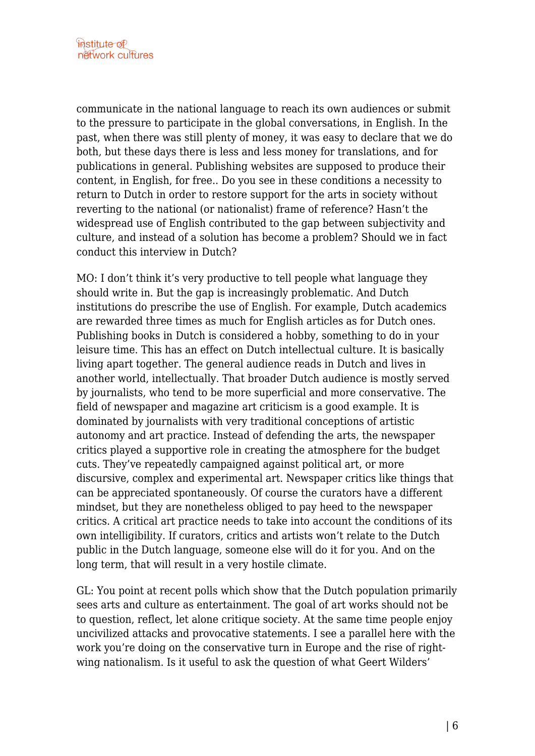communicate in the national language to reach its own audiences or submit to the pressure to participate in the global conversations, in English. In the past, when there was still plenty of money, it was easy to declare that we do both, but these days there is less and less money for translations, and for publications in general. Publishing websites are supposed to produce their content, in English, for free.. Do you see in these conditions a necessity to return to Dutch in order to restore support for the arts in society without reverting to the national (or nationalist) frame of reference? Hasn't the widespread use of English contributed to the gap between subjectivity and culture, and instead of a solution has become a problem? Should we in fact conduct this interview in Dutch?

MO: I don't think it's very productive to tell people what language they should write in. But the gap is increasingly problematic. And Dutch institutions do prescribe the use of English. For example, Dutch academics are rewarded three times as much for English articles as for Dutch ones. Publishing books in Dutch is considered a hobby, something to do in your leisure time. This has an effect on Dutch intellectual culture. It is basically living apart together. The general audience reads in Dutch and lives in another world, intellectually. That broader Dutch audience is mostly served by journalists, who tend to be more superficial and more conservative. The field of newspaper and magazine art criticism is a good example. It is dominated by journalists with very traditional conceptions of artistic autonomy and art practice. Instead of defending the arts, the newspaper critics played a supportive role in creating the atmosphere for the budget cuts. They've repeatedly campaigned against political art, or more discursive, complex and experimental art. Newspaper critics like things that can be appreciated spontaneously. Of course the curators have a different mindset, but they are nonetheless obliged to pay heed to the newspaper critics. A critical art practice needs to take into account the conditions of its own intelligibility. If curators, critics and artists won't relate to the Dutch public in the Dutch language, someone else will do it for you. And on the long term, that will result in a very hostile climate.

GL: You point at recent polls which show that the Dutch population primarily sees arts and culture as entertainment. The goal of art works should not be to question, reflect, let alone critique society. At the same time people enjoy uncivilized attacks and provocative statements. I see a parallel here with the work you're doing on the conservative turn in Europe and the rise of right-wing nationalism. Is it useful to ask the question of what Geert Wilders'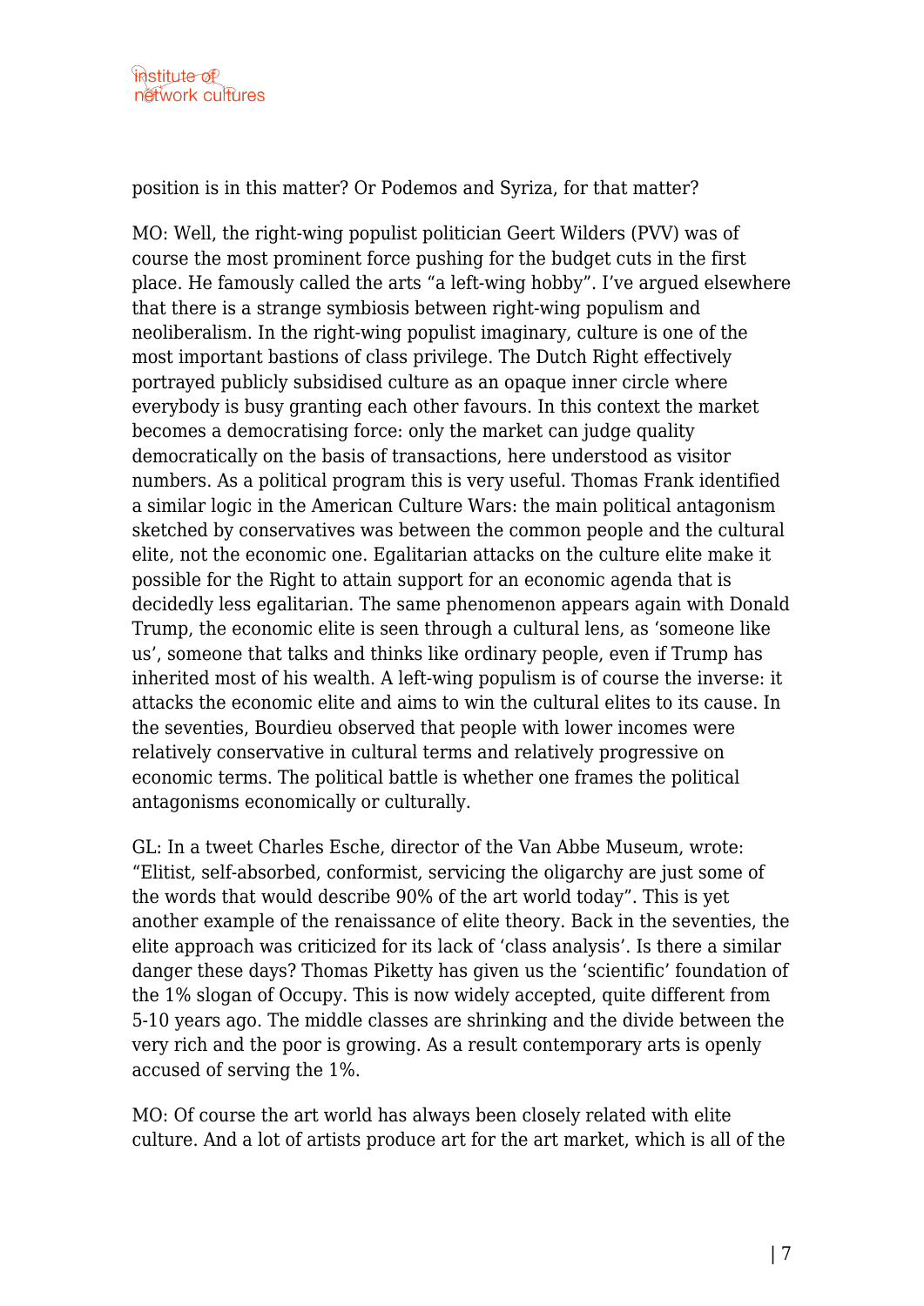position is in this matter? Or Podemos and Syriza, for that matter?

MO: Well, the right-wing populist politician Geert Wilders (PVV) was of course the most prominent force pushing for the budget cuts in the first place. He famously called the arts “a left-wing hobby”. I’ve argued elsewhere that there is a strange symbiosis between right-wing populism and neoliberalism. In the right-wing populist imaginary, culture is one of the most important bastions of class privilege. The Dutch Right effectively portrayed publicly subsidised culture as an opaque inner circle where everybody is busy granting each other favours. In this context the market becomes a democratising force: only the market can judge quality democratically on the basis of transactions, here understood as visitor numbers. As a political program this is very useful. Thomas Frank identified a similar logic in the American Culture Wars: the main political antagonism sketched by conservatives was between the common people and the cultural elite, not the economic one. Egalitarian attacks on the culture elite make it possible for the Right to attain support for an economic agenda that is decidedly less egalitarian. The same phenomenon appears again with Donald Trump, the economic elite is seen through a cultural lens, as ‘someone like us’, someone that talks and thinks like ordinary people, even if Trump has inherited most of his wealth. A left-wing populism is of course the inverse: it attacks the economic elite and aims to win the cultural elites to its cause. In the seventies, Bourdieu observed that people with lower incomes were relatively conservative in cultural terms and relatively progressive on economic terms. The political battle is whether one frames the political antagonisms economically or culturally.

GL: In a tweet Charles Esche, director of the Van Abbe Museum, wrote: “Elitist, self-absorbed, conformist, servicing the oligarchy are just some of the words that would describe 90% of the art world today”. This is yet another example of the renaissance of elite theory. Back in the seventies, the elite approach was criticized for its lack of ‘class analysis’. Is there a similar danger these days? Thomas Piketty has given us the ‘scientific’ foundation of the 1% slogan of Occupy. This is now widely accepted, quite different from 5-10 years ago. The middle classes are shrinking and the divide between the very rich and the poor is growing. As a result contemporary arts is openly accused of serving the 1%.

MO: Of course the art world has always been closely related with elite culture. And a lot of artists produce art for the art market, which is all of the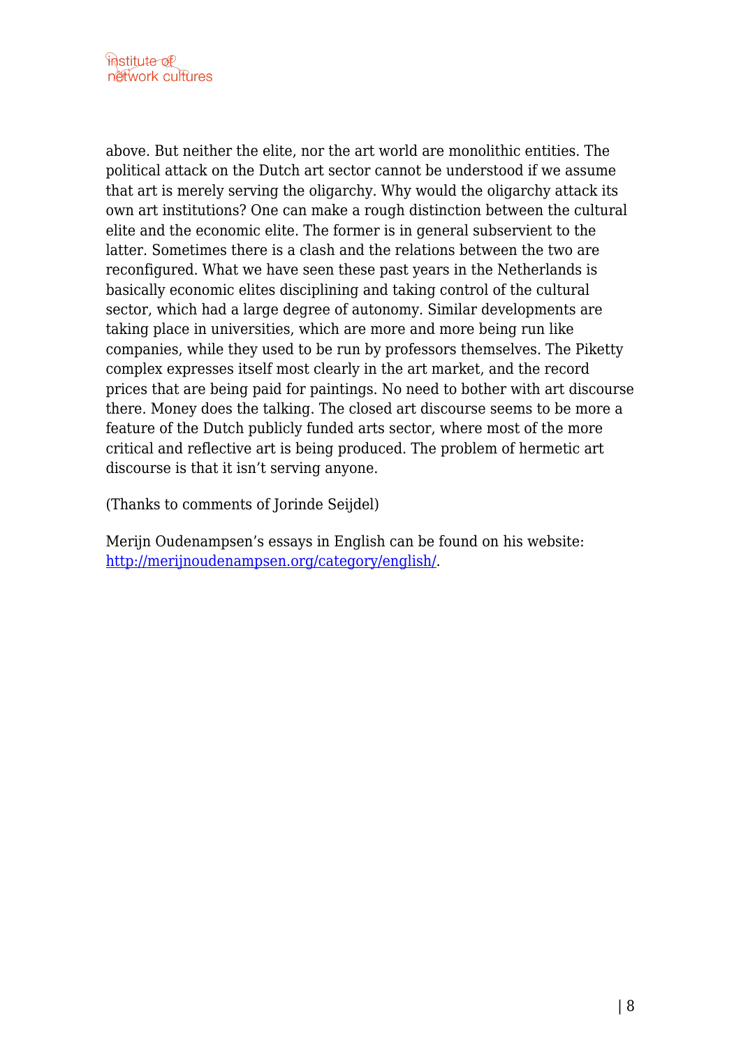above. But neither the elite, nor the art world are monolithic entities. The political attack on the Dutch art sector cannot be understood if we assume that art is merely serving the oligarchy. Why would the oligarchy attack its own art institutions? One can make a rough distinction between the cultural elite and the economic elite. The former is in general subservient to the latter. Sometimes there is a clash and the relations between the two are reconfigured. What we have seen these past years in the Netherlands is basically economic elites disciplining and taking control of the cultural sector, which had a large degree of autonomy. Similar developments are taking place in universities, which are more and more being run like companies, while they used to be run by professors themselves. The Piketty complex expresses itself most clearly in the art market, and the record prices that are being paid for paintings. No need to bother with art discourse there. Money does the talking. The closed art discourse seems to be more a feature of the Dutch publicly funded arts sector, where most of the more critical and reflective art is being produced. The problem of hermetic art discourse is that it isn't serving anyone.

(Thanks to comments of Jorinde Seijdel)

Merijn Oudenampsen's essays in English can be found on his website: [http://merijnoudenampsen.org/category/english/](http://merijnoudenampsen.org/category/english/).